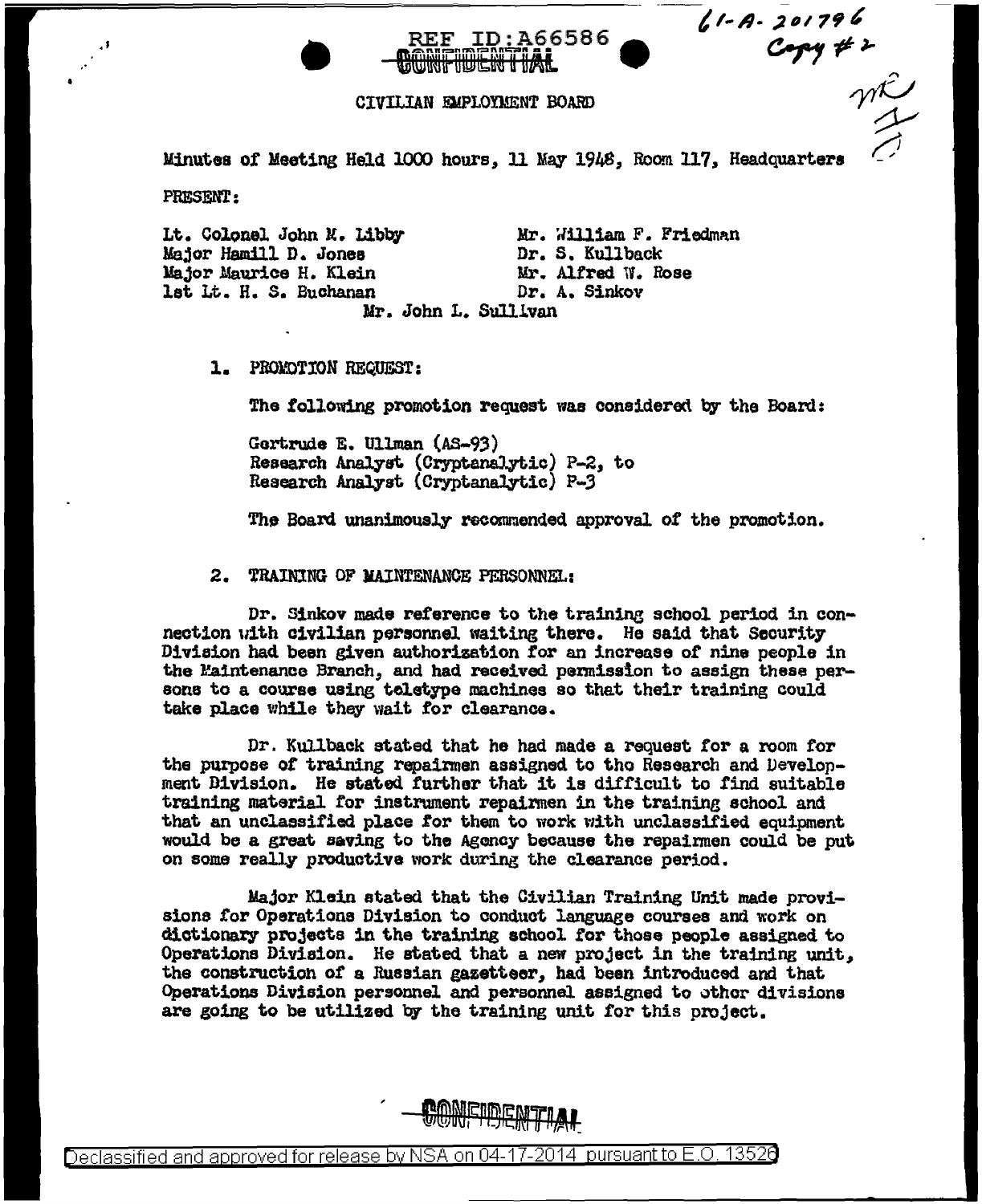REF ID:A66586

CONFIDENTIAL

61-A-201796
Copy #2

## CIVILIAN EMPLOYMENT BOARD

Minutes of Meeting Held 1000 hours, 11 May 1948, Room 117, Headquarters

PRESENT:

Lt. Colonel John M. Libby
Major Hamill D. Jones
Major Maurice H. Klein
1st Lt. H. S. Buchanan
Mr. William F. Friedman
Dr. S. Kullback
Mr. Alfred W. Rose
Dr. A. Sinkov
Mr. John L. Sullivan

1. PROMOTION REQUEST:

The following promotion request was considered by the Board:

Gertrude E. Ullman (AS-93)
Research Analyst (Cryptanalytic) P-2, to
Research Analyst (Cryptanalytic) P-3

The Board unanimously recommended approval of the promotion.

2. TRAINING OF MAINTENANCE PERSONNEL:

Dr. Sinkov made reference to the training school period in connection with civilian personnel waiting there. He said that Security Division had been given authorization for an increase of nine people in the Maintenance Branch, and had received permission to assign these persons to a course using teletype machines so that their training could take place while they wait for clearance.

Dr. Kullback stated that he had made a request for a room for the purpose of training repairmen assigned to the Research and Development Division. He stated further that it is difficult to find suitable training material for instrument repairmen in the training school and that an unclassified place for them to work with unclassified equipment would be a great saving to the Agency because the repairmen could be put on some really productive work during the clearance period.

Major Klein stated that the Civilian Training Unit made provisions for Operations Division to conduct language courses and work on dictionary projects in the training school for those people assigned to Operations Division. He stated that a new project in the training unit, the construction of a Russian gazetteer, had been introduced and that Operations Division personnel and personnel assigned to other divisions are going to be utilized by the training unit for this project.

CONFIDENTIAL

Declassified and approved for release by NSA on 04-17-2014 pursuant to E.O. 13526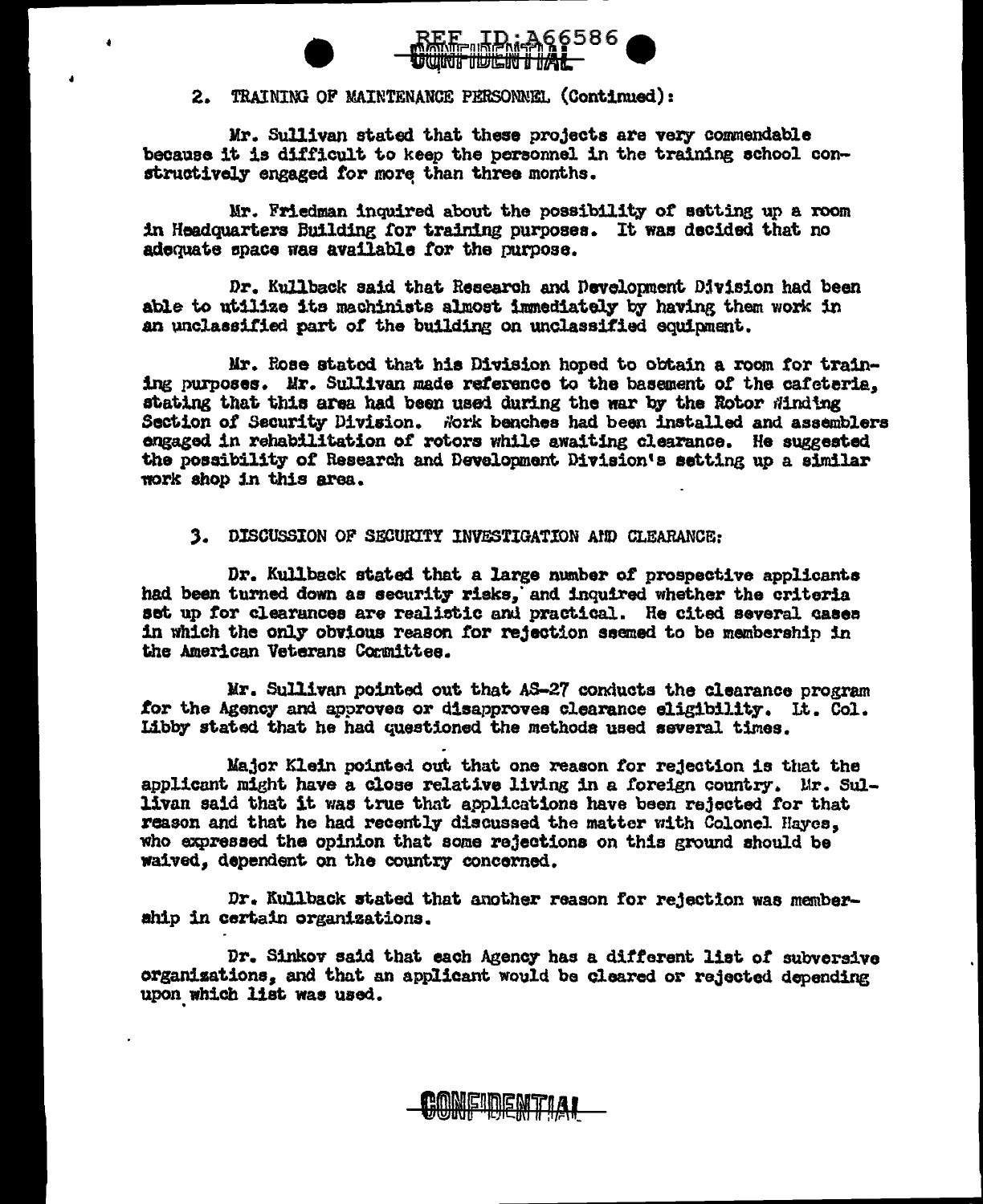2. TRAINING OF MAINTENANCE PERSONNEL (Continued):

Mr. Sullivan stated that these projects are very commendable because it is difficult to keep the personnel in the training school constructively engaged for more than three months.

Mr. Friedman inquired about the possibility of setting up a room in Headquarters Building for training purposes. It was decided that no adequate space was available for the purpose.

Dr. Kullback said that Research and Development Division had been able to utilize its machinists almost immediately by having them work in an unclassified part of the building on unclassified equipment.

Mr. Rose stated that his Division hoped to obtain a room for training purposes. Mr. Sullivan made reference to the basement of the cafeteria, stating that this area had been used during the war by the Rotor Winding Section of Security Division. Work benches had been installed and assemblers engaged in rehabilitation of rotors while awaiting clearance. He suggested the possibility of Research and Development Division's setting up a similar work shop in this area.

3. DISCUSSION OF SECURITY INVESTIGATION AND CLEARANCE:

Dr. Kullback stated that a large number of prospective applicants had been turned down as security risks, and inquired whether the criteria set up for clearances are realistic and practical. He cited several cases in which the only obvious reason for rejection seemed to be membership in the American Veterans Committee.

Mr. Sullivan pointed out that AS-27 conducts the clearance program for the Agency and approves or disapproves clearance eligibility. Lt. Col. Libby stated that he had questioned the methods used several times.

Major Klein pointed out that one reason for rejection is that the applicant might have a close relative living in a foreign country. Mr. Sullivan said that it was true that applications have been rejected for that reason and that he had recently discussed the matter with Colonel Hayes, who expressed the opinion that some rejections on this ground should be waived, dependent on the country concerned.

Dr. Kullback stated that another reason for rejection was membership in certain organizations.

Dr. Sinkov said that each Agency has a different list of subversive organizations, and that an applicant would be cleared or rejected depending upon which list was used.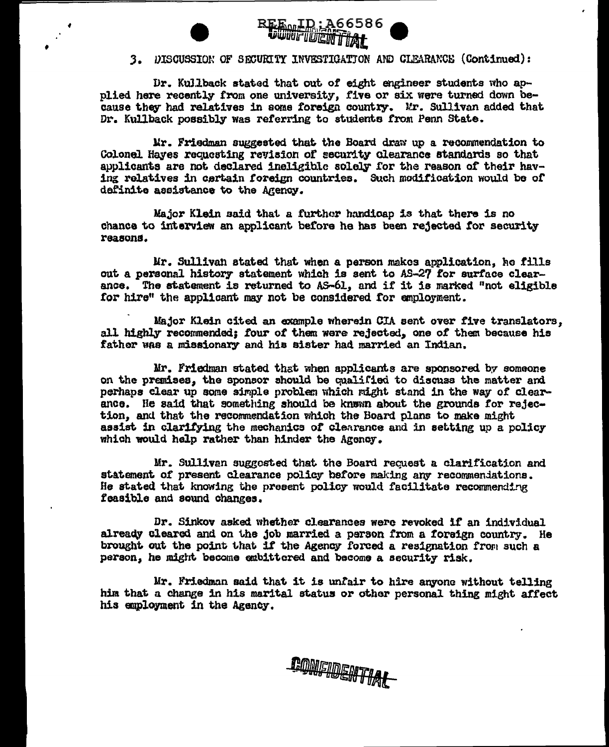3. DISCUSSION OF SECURITY INVESTIGATION AND CLEARANCE (Continued):

Dr. Kullback stated that out of eight engineer students who applied here recently from one university, five or six were turned down because they had relatives in some foreign country. Mr. Sullivan added that Dr. Kullback possibly was referring to students from Penn State.

Mr. Friedman suggested that the Board draw up a recommendation to Colonel Hayes requesting revision of security clearance standards so that applicants are not declared ineligible solely for the reason of their having relatives in certain foreign countries. Such modification would be of definite assistance to the Agency.

Major Klein said that a further handicap is that there is no chance to interview an applicant before he has been rejected for security reasons.

Mr. Sullivan stated that when a person makes application, he fills out a personal history statement which is sent to AS-27 for surface clearance. The statement is returned to AS-61, and if it is marked "not eligible for hire" the applicant may not be considered for employment.

Major Klein cited an example wherein CIA sent over five translators, all highly recommended; four of them were rejected, one of them because his father was a missionary and his sister had married an Indian.

Mr. Friedman stated that when applicants are sponsored by someone on the premises, the sponsor should be qualified to discuss the matter and perhaps clear up some simple problem which might stand in the way of clearance. He said that something should be known about the grounds for rejection, and that the recommendation which the Board plans to make might assist in clarifying the mechanics of clearance and in setting up a policy which would help rather than hinder the Agency.

Mr. Sullivan suggested that the Board request a clarification and statement of present clearance policy before making any recommendations. He stated that knowing the present policy would facilitate recommending feasible and sound changes.

Dr. Sinkov asked whether clearances were revoked if an individual already cleared and on the job married a person from a foreign country. He brought out the point that if the Agency forced a resignation from such a person, he might become embittered and become a security risk.

Mr. Friedman said that it is unfair to hire anyone without telling him that a change in his marital status or other personal thing might affect his employment in the Agency.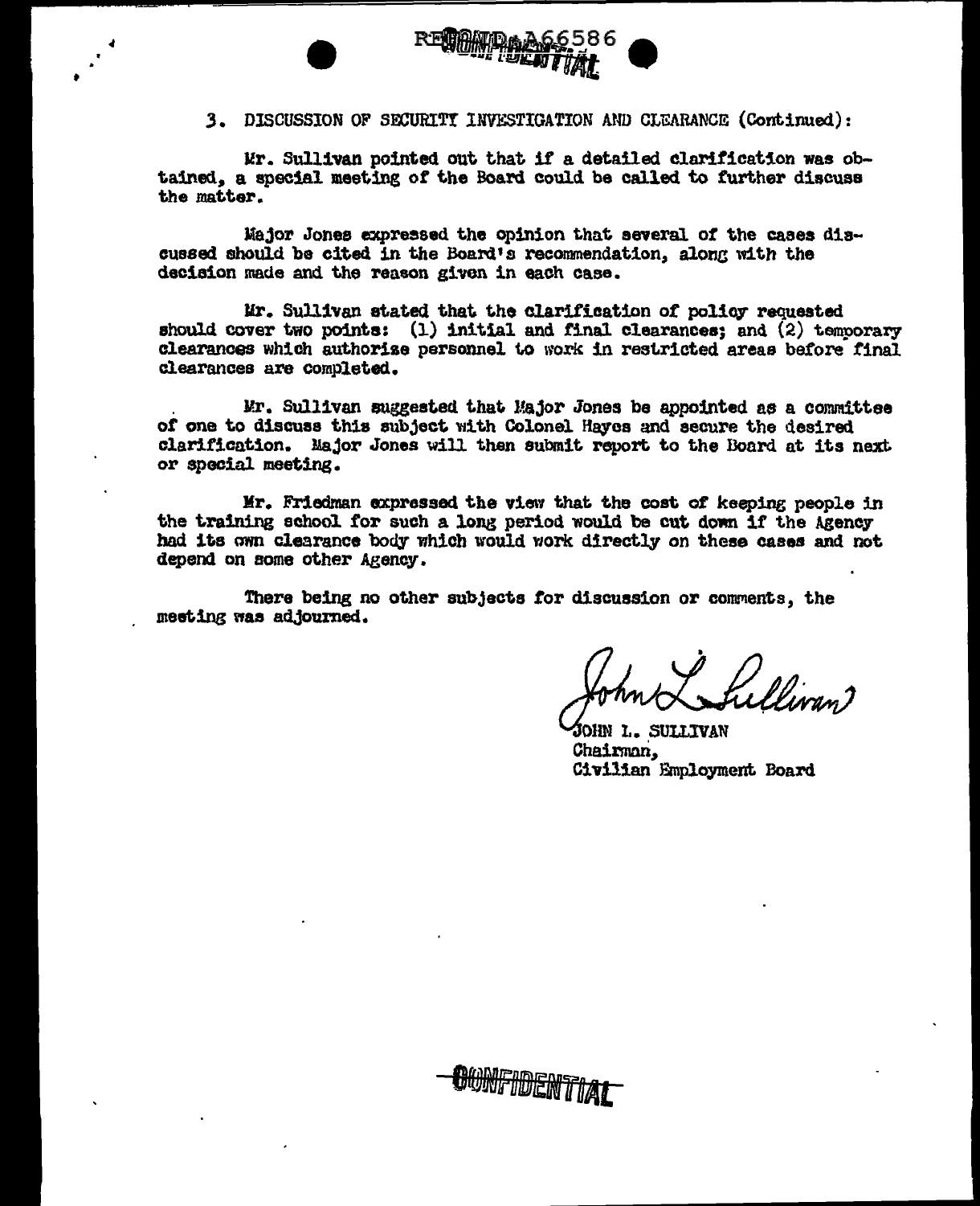REF ID:A66586

CONFIDENTIAL

3. DISCUSSION OF SECURITY INVESTIGATION AND CLEARANCE (Continued):

Mr. Sullivan pointed out that if a detailed clarification was obtained, a special meeting of the Board could be called to further discuss the matter.

Major Jones expressed the opinion that several of the cases discussed should be cited in the Board's recommendation, along with the decision made and the reason given in each case.

Mr. Sullivan stated that the clarification of policy requested should cover two points: (1) initial and final clearances; and (2) temporary clearances which authorize personnel to work in restricted areas before final clearances are completed.

Mr. Sullivan suggested that Major Jones be appointed as a committee of one to discuss this subject with Colonel Hayes and secure the desired clarification. Major Jones will then submit report to the Board at its next or special meeting.

Mr. Friedman expressed the view that the cost of keeping people in the training school for such a long period would be cut down if the Agency had its own clearance body which would work directly on these cases and not depend on some other Agency.

There being no other subjects for discussion or comments, the meeting was adjourned.

John L. Sullivan

JOHN L. SULLIVAN
Chairman,
Civilian Employment Board

CONFIDENTIAL